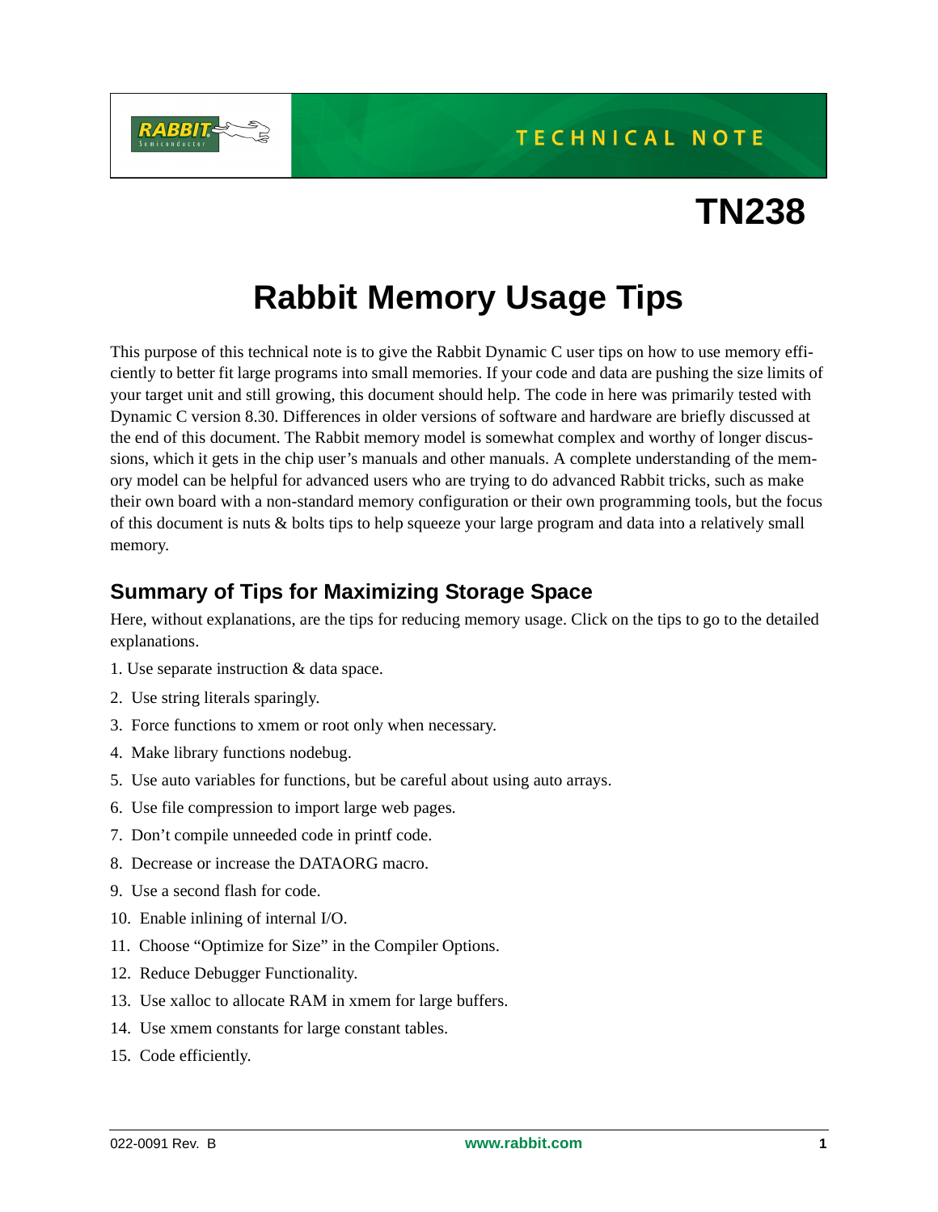TECHNICAL NOTE

# TN238

# Rabbit Memory Usage Tips

This purpose of this technical note is to give the Rabbit Dynamic C user tips on how to use memory efficiently to better fit large programs into small memories. If your code and data are pushing the size limits of your target unit and still growing, this document should help. The code in here was primarily tested with Dynamic C version 8.30. Differences in older versions of software and hardware are briefly discussed at the end of this document. The Rabbit memory model is somewhat complex and worthy of longer discussions, which it gets in the chip user's manuals and other manuals. A complete understanding of the memory model can be helpful for advanced users who are trying to do advanced Rabbit tricks, such as make their own board with a non-standard memory configuration or their own programming tools, but the focus of this document is nuts & bolts tips to help squeeze your large program and data into a relatively small memory.

## Summary of Tips for Maximizing Storage Space

Here, without explanations, are the tips for reducing memory usage. Click on the tips to go to the detailed explanations.

1. Use separate instruction & data space.
2. Use string literals sparingly.
3. Force functions to xmem or root only when necessary.
4. Make library functions nodebug.
5. Use auto variables for functions, but be careful about using auto arrays.
6. Use file compression to import large web pages.
7. Don't compile unneeded code in printf code.
8. Decrease or increase the DATAORG macro.
9. Use a second flash for code.
10. Enable inlining of internal I/O.
11. Choose "Optimize for Size" in the Compiler Options.
12. Reduce Debugger Functionality.
13. Use xalloc to allocate RAM in xmem for large buffers.
14. Use xmem constants for large constant tables.
15. Code efficiently.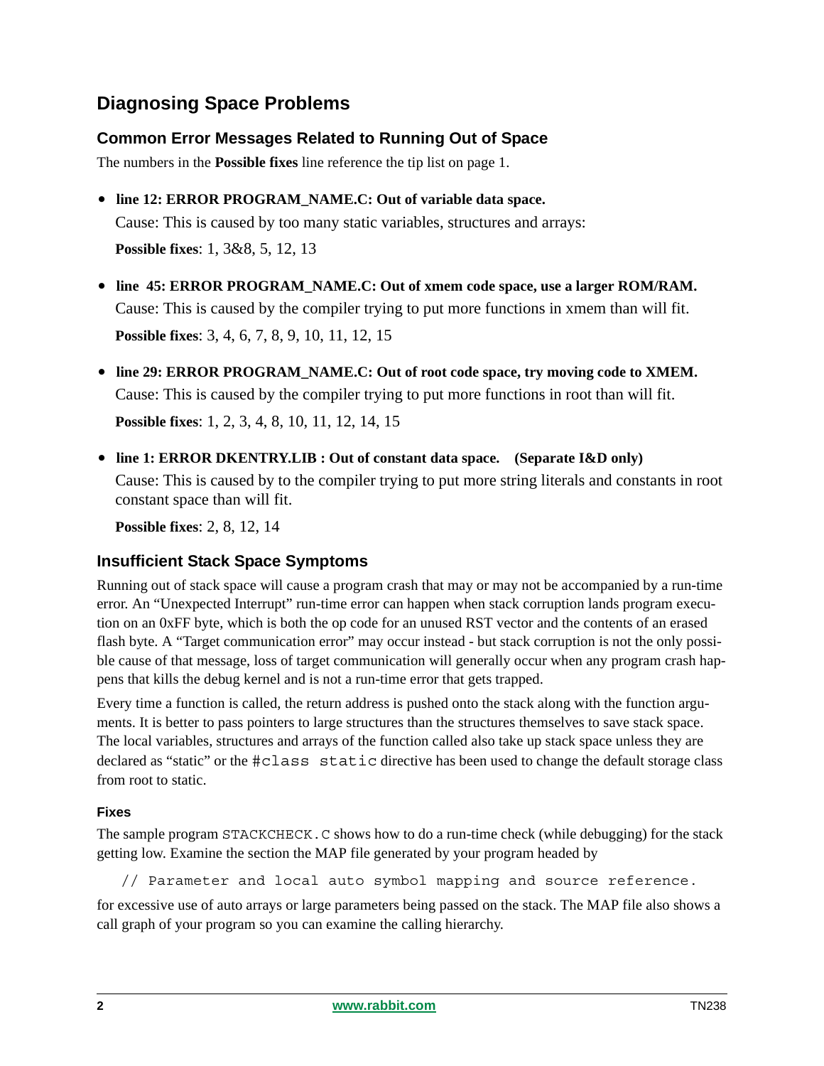## Diagnosing Space Problems

### Common Error Messages Related to Running Out of Space

The numbers in the **Possible fixes** line reference the tip list on page 1.

- **line 12: ERROR PROGRAM_NAME.C: Out of variable data space.**

  Cause: This is caused by too many static variables, structures and arrays:

  **Possible fixes**: 1, 3&8, 5, 12, 13

- **line 45: ERROR PROGRAM_NAME.C: Out of xmem code space, use a larger ROM/RAM.**

  Cause: This is caused by the compiler trying to put more functions in xmem than will fit.

  **Possible fixes**: 3, 4, 6, 7, 8, 9, 10, 11, 12, 15

- **line 29: ERROR PROGRAM_NAME.C: Out of root code space, try moving code to XMEM.**

  Cause: This is caused by the compiler trying to put more functions in root than will fit.

  **Possible fixes**: 1, 2, 3, 4, 8, 10, 11, 12, 14, 15

- **line 1: ERROR DKENTRY.LIB : Out of constant data space. (Separate I&D only)**

  Cause: This is caused by to the compiler trying to put more string literals and constants in root constant space than will fit.

  **Possible fixes**: 2, 8, 12, 14

### Insufficient Stack Space Symptoms

Running out of stack space will cause a program crash that may or may not be accompanied by a run-time error. An "Unexpected Interrupt" run-time error can happen when stack corruption lands program execution on an 0xFF byte, which is both the op code for an unused RST vector and the contents of an erased flash byte. A "Target communication error" may occur instead - but stack corruption is not the only possible cause of that message, loss of target communication will generally occur when any program crash happens that kills the debug kernel and is not a run-time error that gets trapped.

Every time a function is called, the return address is pushed onto the stack along with the function arguments. It is better to pass pointers to large structures than the structures themselves to save stack space. The local variables, structures and arrays of the function called also take up stack space unless they are declared as "static" or the `#class static` directive has been used to change the default storage class from root to static.

#### Fixes

The sample program `STACKCHECK.C` shows how to do a run-time check (while debugging) for the stack getting low. Examine the section the MAP file generated by your program headed by

```
// Parameter and local auto symbol mapping and source reference.
```

for excessive use of auto arrays or large parameters being passed on the stack. The MAP file also shows a call graph of your program so you can examine the calling hierarchy.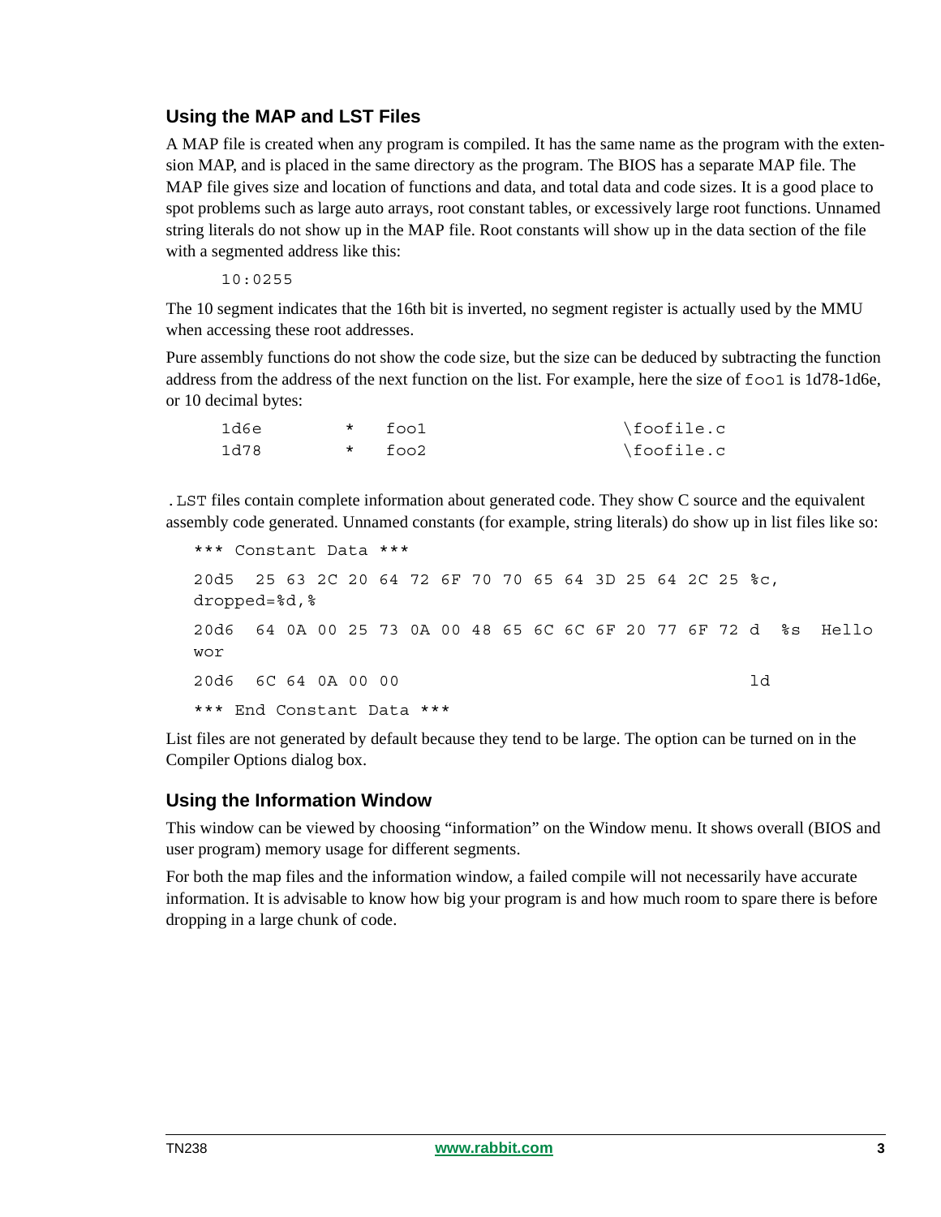## Using the MAP and LST Files

A MAP file is created when any program is compiled. It has the same name as the program with the extension MAP, and is placed in the same directory as the program. The BIOS has a separate MAP file. The MAP file gives size and location of functions and data, and total data and code sizes. It is a good place to spot problems such as large auto arrays, root constant tables, or excessively large root functions. Unnamed string literals do not show up in the MAP file. Root constants will show up in the data section of the file with a segmented address like this:

```
10:0255
```

The 10 segment indicates that the 16th bit is inverted, no segment register is actually used by the MMU when accessing these root addresses.

Pure assembly functions do not show the code size, but the size can be deduced by subtracting the function address from the address of the next function on the list. For example, here the size of `foo1` is 1d78-1d6e, or 10 decimal bytes:

```
1d6e        *   foo1                \foofile.c
1d78        *   foo2                \foofile.c
```

`.LST` files contain complete information about generated code. They show C source and the equivalent assembly code generated. Unnamed constants (for example, string literals) do show up in list files like so:

```
*** Constant Data ***
20d5  25 63 2C 20 64 72 6F 70 70 65 64 3D 25 64 2C 25 %c, dropped=%d,%
20d6  64 0A 00 25 73 0A 00 48 65 6C 6C 6F 20 77 6F 72 d  %s  Hello wor
20d6  6C 64 0A 00 00                                  ld
*** End Constant Data ***
```

List files are not generated by default because they tend to be large. The option can be turned on in the Compiler Options dialog box.

## Using the Information Window

This window can be viewed by choosing "information" on the Window menu. It shows overall (BIOS and user program) memory usage for different segments.

For both the map files and the information window, a failed compile will not necessarily have accurate information. It is advisable to know how big your program is and how much room to spare there is before dropping in a large chunk of code.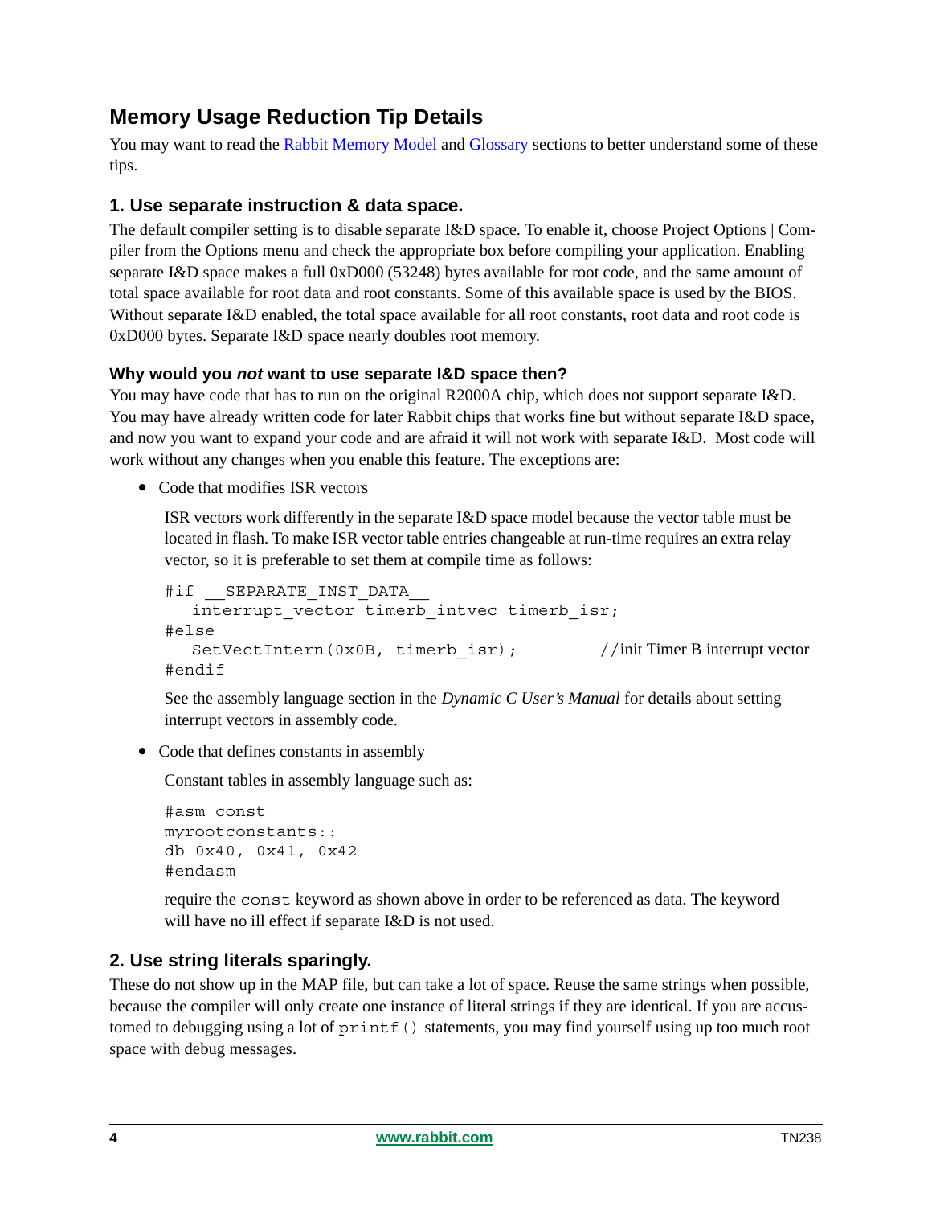## Memory Usage Reduction Tip Details

You may want to read the Rabbit Memory Model and Glossary sections to better understand some of these tips.

### 1. Use separate instruction & data space.

The default compiler setting is to disable separate I&D space. To enable it, choose Project Options | Compiler from the Options menu and check the appropriate box before compiling your application. Enabling separate I&D space makes a full 0xD000 (53248) bytes available for root code, and the same amount of total space available for root data and root constants. Some of this available space is used by the BIOS. Without separate I&D enabled, the total space available for all root constants, root data and root code is 0xD000 bytes. Separate I&D space nearly doubles root memory.

#### Why would you *not* want to use separate I&D space then?

You may have code that has to run on the original R2000A chip, which does not support separate I&D. You may have already written code for later Rabbit chips that works fine but without separate I&D space, and now you want to expand your code and are afraid it will not work with separate I&D. Most code will work without any changes when you enable this feature. The exceptions are:

- Code that modifies ISR vectors

  ISR vectors work differently in the separate I&D space model because the vector table must be located in flash. To make ISR vector table entries changeable at run-time requires an extra relay vector, so it is preferable to set them at compile time as follows:

  ```
  #if __SEPARATE_INST_DATA__
     interrupt_vector timerb_intvec timerb_isr;
  #else
     SetVectIntern(0x0B, timerb_isr);          //init Timer B interrupt vector
  #endif
  ```

  See the assembly language section in the *Dynamic C User's Manual* for details about setting interrupt vectors in assembly code.

- Code that defines constants in assembly

  Constant tables in assembly language such as:

  ```
  #asm const
  myrootconstants::
  db 0x40, 0x41, 0x42
  #endasm
  ```

  require the `const` keyword as shown above in order to be referenced as data. The keyword will have no ill effect if separate I&D is not used.

### 2. Use string literals sparingly.

These do not show up in the MAP file, but can take a lot of space. Reuse the same strings when possible, because the compiler will only create one instance of literal strings if they are identical. If you are accustomed to debugging using a lot of `printf()` statements, you may find yourself using up too much root space with debug messages.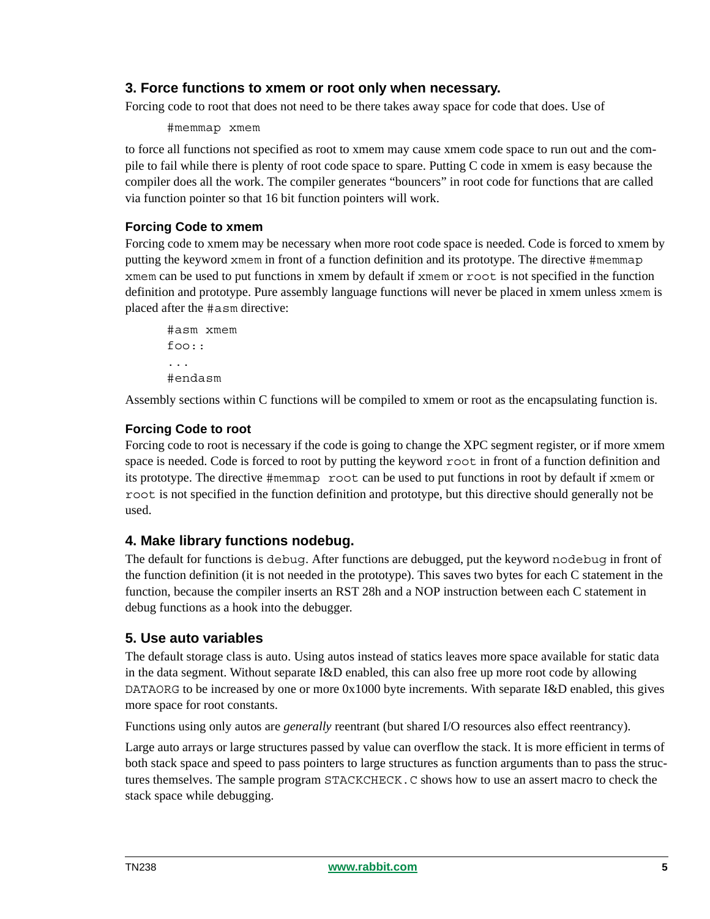## 3. Force functions to xmem or root only when necessary.

Forcing code to root that does not need to be there takes away space for code that does. Use of

```
#memmap xmem
```

to force all functions not specified as root to xmem may cause xmem code space to run out and the compile to fail while there is plenty of root code space to spare. Putting C code in xmem is easy because the compiler does all the work. The compiler generates "bouncers" in root code for functions that are called via function pointer so that 16 bit function pointers will work.

### Forcing Code to xmem

Forcing code to xmem may be necessary when more root code space is needed. Code is forced to xmem by putting the keyword `xmem` in front of a function definition and its prototype. The directive `#memmap xmem` can be used to put functions in xmem by default if `xmem` or `root` is not specified in the function definition and prototype. Pure assembly language functions will never be placed in xmem unless `xmem` is placed after the `#asm` directive:

```
#asm xmem
foo::
...
#endasm
```

Assembly sections within C functions will be compiled to xmem or root as the encapsulating function is.

### Forcing Code to root

Forcing code to root is necessary if the code is going to change the XPC segment register, or if more xmem space is needed. Code is forced to root by putting the keyword `root` in front of a function definition and its prototype. The directive `#memmap root` can be used to put functions in root by default if `xmem` or `root` is not specified in the function definition and prototype, but this directive should generally not be used.

## 4. Make library functions nodebug.

The default for functions is `debug`. After functions are debugged, put the keyword `nodebug` in front of the function definition (it is not needed in the prototype). This saves two bytes for each C statement in the function, because the compiler inserts an RST 28h and a NOP instruction between each C statement in debug functions as a hook into the debugger.

## 5. Use auto variables

The default storage class is auto. Using autos instead of statics leaves more space available for static data in the data segment. Without separate I&D enabled, this can also free up more root code by allowing `DATAORG` to be increased by one or more 0x1000 byte increments. With separate I&D enabled, this gives more space for root constants.

Functions using only autos are *generally* reentrant (but shared I/O resources also effect reentrancy).

Large auto arrays or large structures passed by value can overflow the stack. It is more efficient in terms of both stack space and speed to pass pointers to large structures as function arguments than to pass the structures themselves. The sample program `STACKCHECK.C` shows how to use an assert macro to check the stack space while debugging.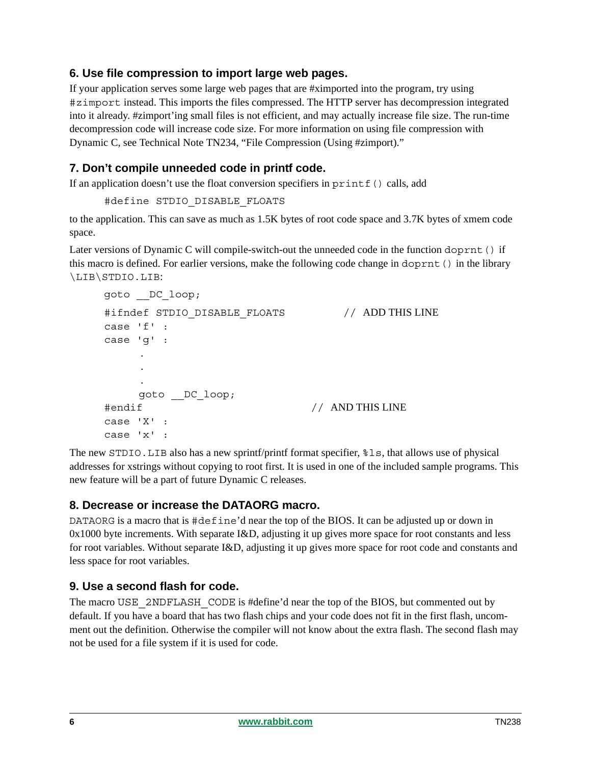### 6. Use file compression to import large web pages.

If your application serves some large web pages that are #ximported into the program, try using `#zimport` instead. This imports the files compressed. The HTTP server has decompression integrated into it already. #zimport'ing small files is not efficient, and may actually increase file size. The run-time decompression code will increase code size. For more information on using file compression with Dynamic C, see Technical Note TN234, "File Compression (Using #zimport)."

### 7. Don't compile unneeded code in printf code.

If an application doesn't use the float conversion specifiers in `printf()` calls, add

```
#define STDIO_DISABLE_FLOATS
```

to the application. This can save as much as 1.5K bytes of root code space and 3.7K bytes of xmem code space.

Later versions of Dynamic C will compile-switch-out the unneeded code in the function `doprnt()` if this macro is defined. For earlier versions, make the following code change in `doprnt()` in the library `\LIB\STDIO.LIB`:

```
goto __DC_loop;
#ifndef STDIO_DISABLE_FLOATS          // ADD THIS LINE
case 'f' :
case 'g' :
     .
     .
     .
     goto __DC_loop;
#endif                                // AND THIS LINE
case 'X' :
case 'x' :
```

The new `STDIO.LIB` also has a new sprintf/printf format specifier, `%ls`, that allows use of physical addresses for xstrings without copying to root first. It is used in one of the included sample programs. This new feature will be a part of future Dynamic C releases.

### 8. Decrease or increase the DATAORG macro.

`DATAORG` is a macro that is `#define`'d near the top of the BIOS. It can be adjusted up or down in 0x1000 byte increments. With separate I&D, adjusting it up gives more space for root constants and less for root variables. Without separate I&D, adjusting it up gives more space for root code and constants and less space for root variables.

### 9. Use a second flash for code.

The macro `USE_2NDFLASH_CODE` is #define'd near the top of the BIOS, but commented out by default. If you have a board that has two flash chips and your code does not fit in the first flash, uncomment out the definition. Otherwise the compiler will not know about the extra flash. The second flash may not be used for a file system if it is used for code.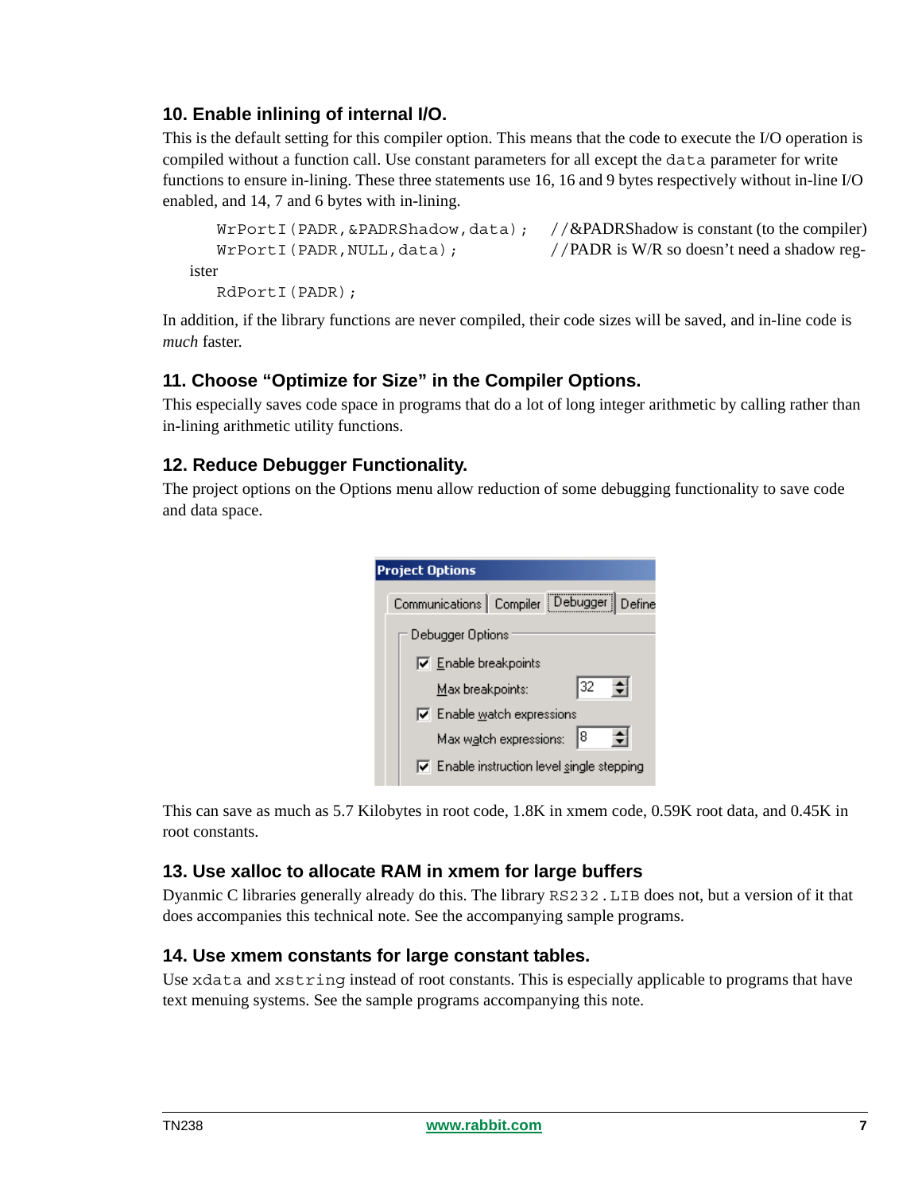### 10. Enable inlining of internal I/O.

This is the default setting for this compiler option. This means that the code to execute the I/O operation is compiled without a function call. Use constant parameters for all except the `data` parameter for write functions to ensure in-lining. These three statements use 16, 16 and 9 bytes respectively without in-line I/O enabled, and 14, 7 and 6 bytes with in-lining.

```
WrPortI(PADR,&PADRShadow,data);    //&PADRShadow is constant (to the compiler)
WrPortI(PADR,NULL,data);           //PADR is W/R so doesn't need a shadow register
RdPortI(PADR);
```

In addition, if the library functions are never compiled, their code sizes will be saved, and in-line code is *much* faster.

### 11. Choose "Optimize for Size" in the Compiler Options.

This especially saves code space in programs that do a lot of long integer arithmetic by calling rather than in-lining arithmetic utility functions.

### 12. Reduce Debugger Functionality.

The project options on the Options menu allow reduction of some debugging functionality to save code and data space.

This can save as much as 5.7 Kilobytes in root code, 1.8K in xmem code, 0.59K root data, and 0.45K in root constants.

### 13. Use xalloc to allocate RAM in xmem for large buffers

Dyanmic C libraries generally already do this. The library `RS232.LIB` does not, but a version of it that does accompanies this technical note. See the accompanying sample programs.

### 14. Use xmem constants for large constant tables.

Use `xdata` and `xstring` instead of root constants. This is especially applicable to programs that have text menuing systems. See the sample programs accompanying this note.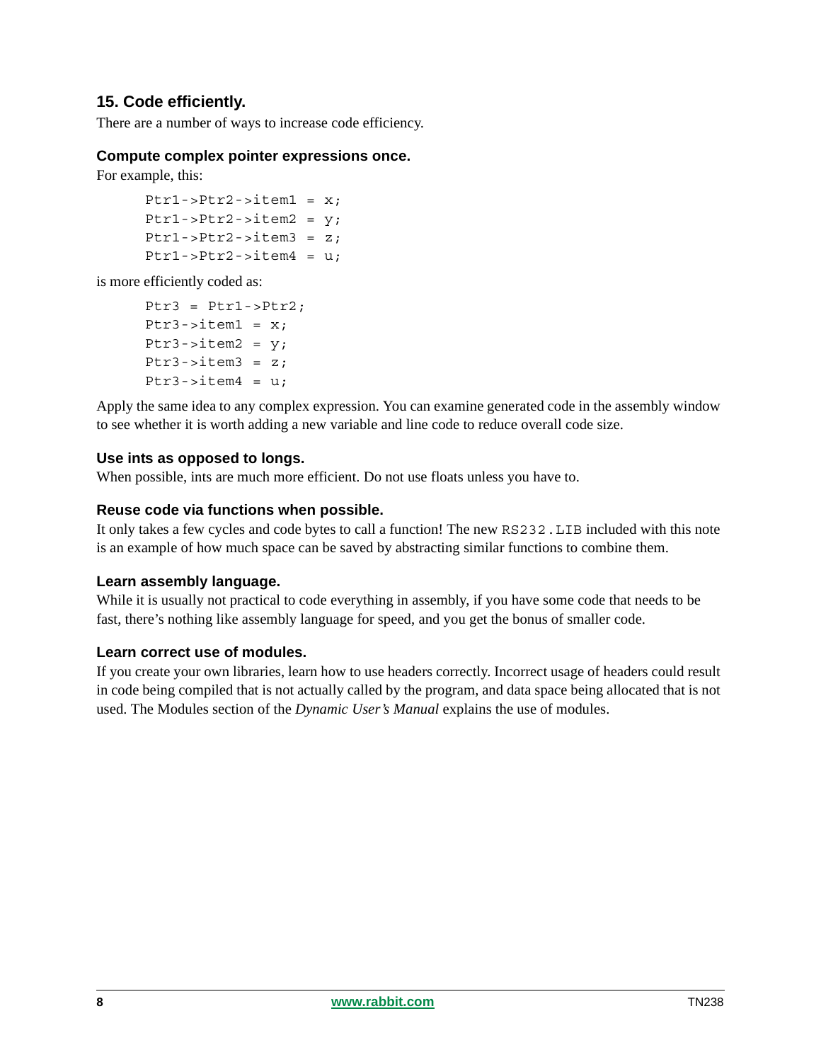## 15. Code efficiently.

There are a number of ways to increase code efficiency.

### Compute complex pointer expressions once.

For example, this:

```
Ptr1->Ptr2->item1 = x;
Ptr1->Ptr2->item2 = y;
Ptr1->Ptr2->item3 = z;
Ptr1->Ptr2->item4 = u;
```

is more efficiently coded as:

```
Ptr3 = Ptr1->Ptr2;
Ptr3->item1 = x;
Ptr3->item2 = y;
Ptr3->item3 = z;
Ptr3->item4 = u;
```

Apply the same idea to any complex expression. You can examine generated code in the assembly window to see whether it is worth adding a new variable and line code to reduce overall code size.

### Use ints as opposed to longs.

When possible, ints are much more efficient. Do not use floats unless you have to.

### Reuse code via functions when possible.

It only takes a few cycles and code bytes to call a function! The new `RS232.LIB` included with this note is an example of how much space can be saved by abstracting similar functions to combine them.

### Learn assembly language.

While it is usually not practical to code everything in assembly, if you have some code that needs to be fast, there's nothing like assembly language for speed, and you get the bonus of smaller code.

### Learn correct use of modules.

If you create your own libraries, learn how to use headers correctly. Incorrect usage of headers could result in code being compiled that is not actually called by the program, and data space being allocated that is not used. The Modules section of the *Dynamic User's Manual* explains the use of modules.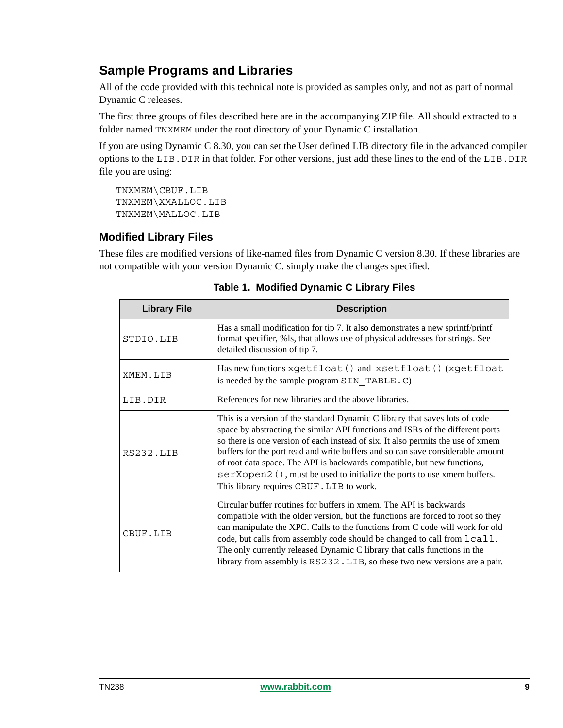## Sample Programs and Libraries

All of the code provided with this technical note is provided as samples only, and not as part of normal Dynamic C releases.

The first three groups of files described here are in the accompanying ZIP file. All should extracted to a folder named `TNXMEM` under the root directory of your Dynamic C installation.

If you are using Dynamic C 8.30, you can set the User defined LIB directory file in the advanced compiler options to the `LIB.DIR` in that folder. For other versions, just add these lines to the end of the `LIB.DIR` file you are using:

```
TNXMEM\CBUF.LIB
TNXMEM\XMALLOC.LIB
TNXMEM\MALLOC.LIB
```

### Modified Library Files

These files are modified versions of like-named files from Dynamic C version 8.30. If these libraries are not compatible with your version Dynamic C. simply make the changes specified.

**Table 1. Modified Dynamic C Library Files**

| Library File | Description |
|---|---|
| `STDIO.LIB` | Has a small modification for tip 7. It also demonstrates a new sprintf/printf format specifier, %ls, that allows use of physical addresses for strings. See detailed discussion of tip 7. |
| `XMEM.LIB` | Has new functions `xgetfloat()` and `xsetfloat()` (`xgetfloat` is needed by the sample program `SIN_TABLE.C`) |
| `LIB.DIR` | References for new libraries and the above libraries. |
| `RS232.LIB` | This is a version of the standard Dynamic C library that saves lots of code space by abstracting the similar API functions and ISRs of the different ports so there is one version of each instead of six. It also permits the use of xmem buffers for the port read and write buffers and so can save considerable amount of root data space. The API is backwards compatible, but new functions, `serXopen2()`, must be used to initialize the ports to use xmem buffers. This library requires `CBUF.LIB` to work. |
| `CBUF.LIB` | Circular buffer routines for buffers in xmem. The API is backwards compatible with the older version, but the functions are forced to root so they can manipulate the XPC. Calls to the functions from C code will work for old code, but calls from assembly code should be changed to call from `lcall`. The only currently released Dynamic C library that calls functions in the library from assembly is `RS232.LIB`, so these two new versions are a pair. |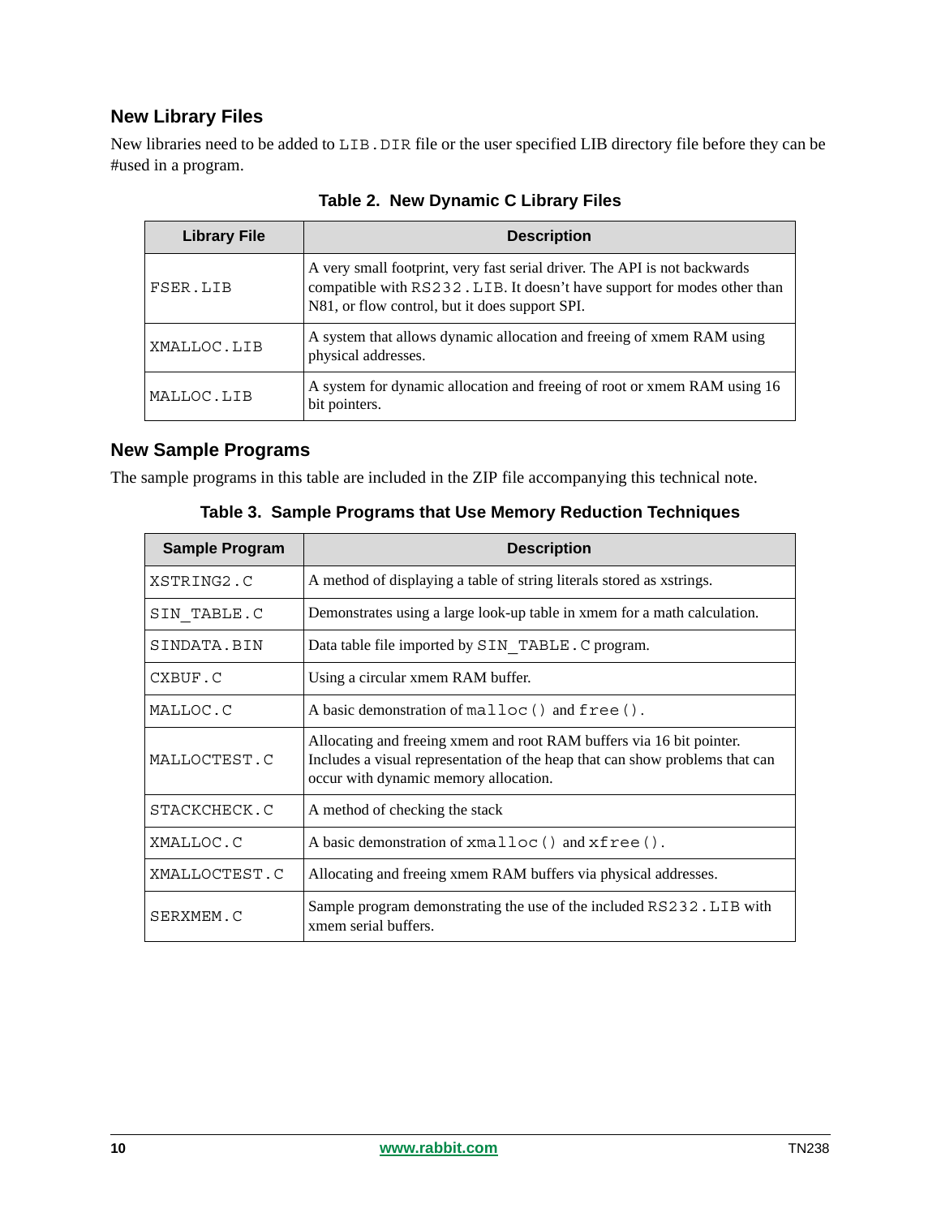## New Library Files

New libraries need to be added to LIB.DIR file or the user specified LIB directory file before they can be #used in a program.

**Table 2. New Dynamic C Library Files**

| Library File | Description |
|---|---|
| FSER.LIB | A very small footprint, very fast serial driver. The API is not backwards compatible with RS232.LIB. It doesn't have support for modes other than N81, or flow control, but it does support SPI. |
| XMALLOC.LIB | A system that allows dynamic allocation and freeing of xmem RAM using physical addresses. |
| MALLOC.LIB | A system for dynamic allocation and freeing of root or xmem RAM using 16 bit pointers. |

## New Sample Programs

The sample programs in this table are included in the ZIP file accompanying this technical note.

**Table 3. Sample Programs that Use Memory Reduction Techniques**

| Sample Program | Description |
|---|---|
| XSTRING2.C | A method of displaying a table of string literals stored as xstrings. |
| SIN_TABLE.C | Demonstrates using a large look-up table in xmem for a math calculation. |
| SINDATA.BIN | Data table file imported by SIN_TABLE.C program. |
| CXBUF.C | Using a circular xmem RAM buffer. |
| MALLOC.C | A basic demonstration of malloc() and free(). |
| MALLOCTEST.C | Allocating and freeing xmem and root RAM buffers via 16 bit pointer. Includes a visual representation of the heap that can show problems that can occur with dynamic memory allocation. |
| STACKCHECK.C | A method of checking the stack |
| XMALLOC.C | A basic demonstration of xmalloc() and xfree(). |
| XMALLOCTEST.C | Allocating and freeing xmem RAM buffers via physical addresses. |
| SERXMEM.C | Sample program demonstrating the use of the included RS232.LIB with xmem serial buffers. |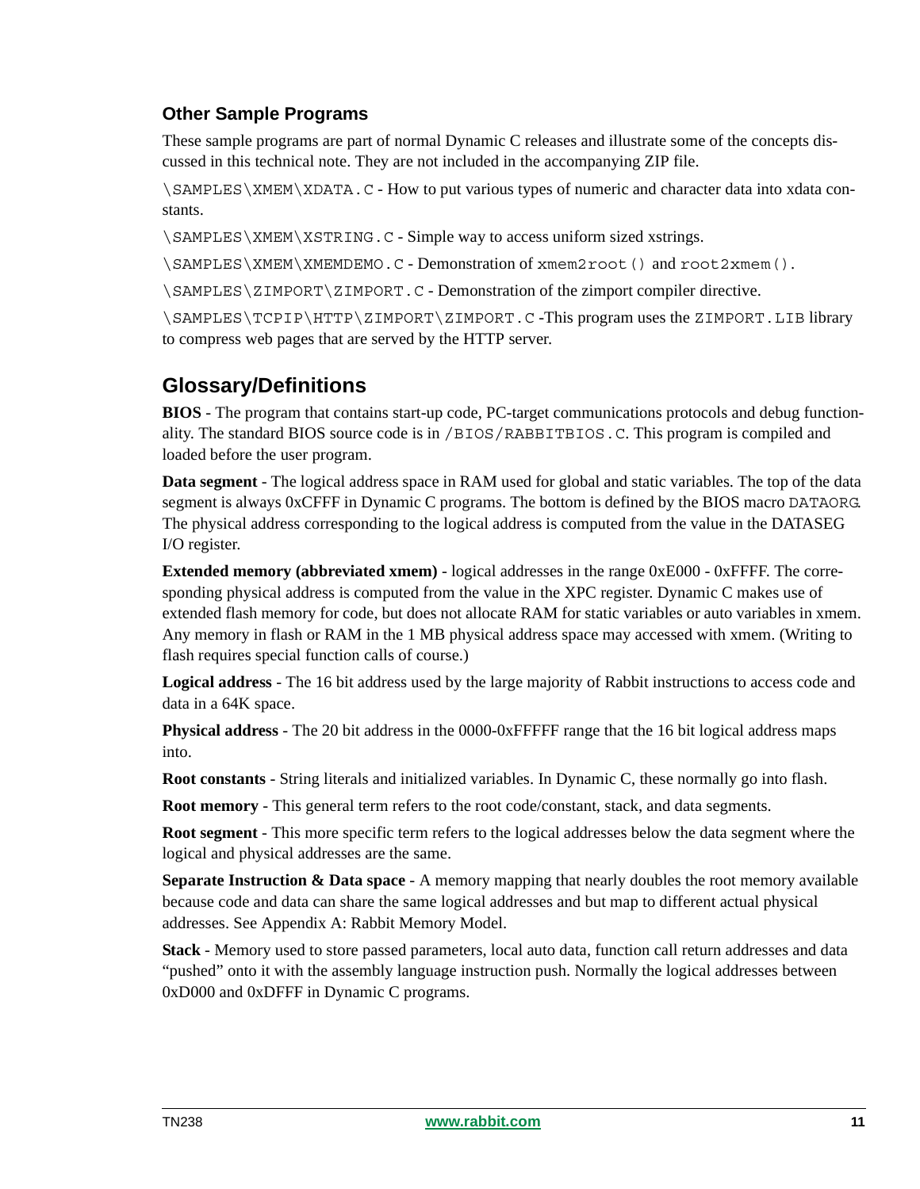### Other Sample Programs

These sample programs are part of normal Dynamic C releases and illustrate some of the concepts discussed in this technical note. They are not included in the accompanying ZIP file.

`\SAMPLES\XMEM\XDATA.C` - How to put various types of numeric and character data into xdata constants.

`\SAMPLES\XMEM\XSTRING.C` - Simple way to access uniform sized xstrings.

`\SAMPLES\XMEM\XMEMDEMO.C` - Demonstration of `xmem2root()` and `root2xmem()`.

`\SAMPLES\ZIMPORT\ZIMPORT.C` - Demonstration of the zimport compiler directive.

`\SAMPLES\TCPIP\HTTP\ZIMPORT\ZIMPORT.C` -This program uses the `ZIMPORT.LIB` library to compress web pages that are served by the HTTP server.

## Glossary/Definitions

**BIOS** - The program that contains start-up code, PC-target communications protocols and debug functionality. The standard BIOS source code is in `/BIOS/RABBITBIOS.C`. This program is compiled and loaded before the user program.

**Data segment** - The logical address space in RAM used for global and static variables. The top of the data segment is always 0xCFFF in Dynamic C programs. The bottom is defined by the BIOS macro `DATAORG`. The physical address corresponding to the logical address is computed from the value in the DATASEG I/O register.

**Extended memory (abbreviated xmem)** - logical addresses in the range 0xE000 - 0xFFFF. The corresponding physical address is computed from the value in the XPC register. Dynamic C makes use of extended flash memory for code, but does not allocate RAM for static variables or auto variables in xmem. Any memory in flash or RAM in the 1 MB physical address space may accessed with xmem. (Writing to flash requires special function calls of course.)

**Logical address** - The 16 bit address used by the large majority of Rabbit instructions to access code and data in a 64K space.

**Physical address** - The 20 bit address in the 0000-0xFFFFF range that the 16 bit logical address maps into.

**Root constants** - String literals and initialized variables. In Dynamic C, these normally go into flash.

**Root memory** - This general term refers to the root code/constant, stack, and data segments.

**Root segment** - This more specific term refers to the logical addresses below the data segment where the logical and physical addresses are the same.

**Separate Instruction & Data space** - A memory mapping that nearly doubles the root memory available because code and data can share the same logical addresses and but map to different actual physical addresses. See Appendix A: Rabbit Memory Model.

**Stack** - Memory used to store passed parameters, local auto data, function call return addresses and data “pushed” onto it with the assembly language instruction push. Normally the logical addresses between 0xD000 and 0xDFFF in Dynamic C programs.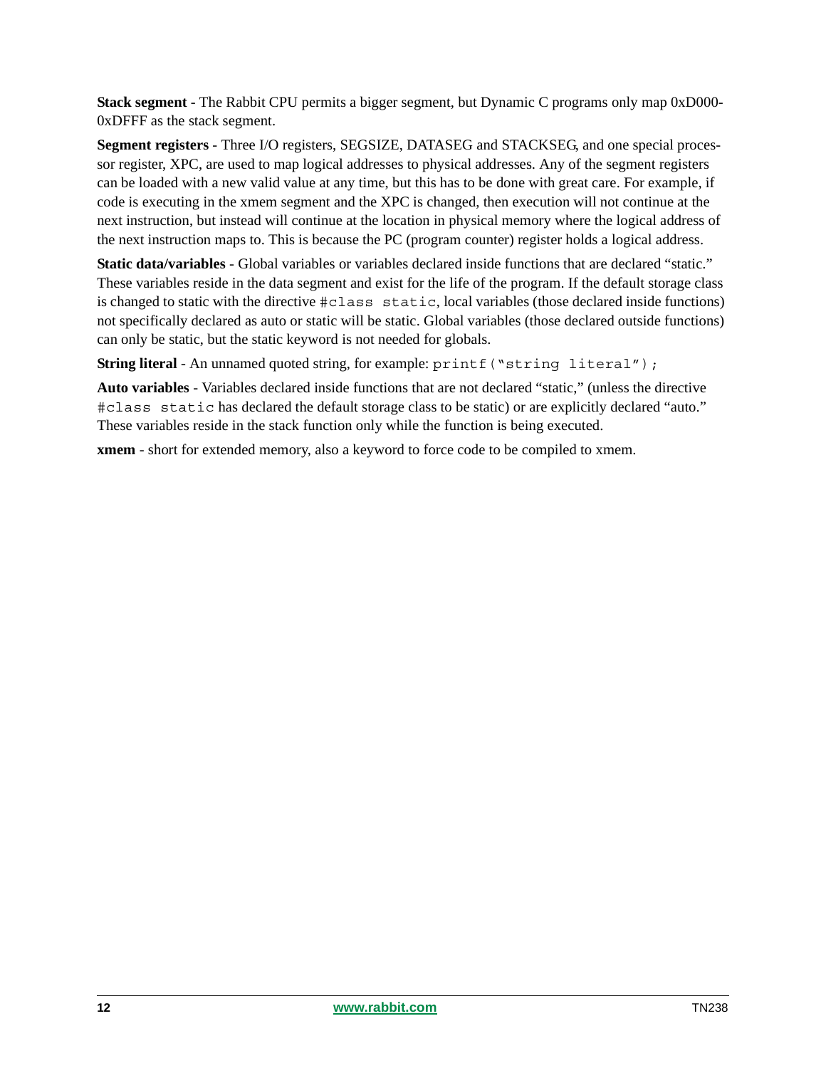**Stack segment** - The Rabbit CPU permits a bigger segment, but Dynamic C programs only map 0xD000-0xDFFF as the stack segment.

**Segment registers** - Three I/O registers, SEGSIZE, DATASEG and STACKSEG, and one special processor register, XPC, are used to map logical addresses to physical addresses. Any of the segment registers can be loaded with a new valid value at any time, but this has to be done with great care. For example, if code is executing in the xmem segment and the XPC is changed, then execution will not continue at the next instruction, but instead will continue at the location in physical memory where the logical address of the next instruction maps to. This is because the PC (program counter) register holds a logical address.

**Static data/variables** - Global variables or variables declared inside functions that are declared "static." These variables reside in the data segment and exist for the life of the program. If the default storage class is changed to static with the directive `#class static`, local variables (those declared inside functions) not specifically declared as auto or static will be static. Global variables (those declared outside functions) can only be static, but the static keyword is not needed for globals.

**String literal** - An unnamed quoted string, for example: `printf("string literal");`

**Auto variables** - Variables declared inside functions that are not declared "static," (unless the directive `#class static` has declared the default storage class to be static) or are explicitly declared "auto." These variables reside in the stack function only while the function is being executed.

**xmem** - short for extended memory, also a keyword to force code to be compiled to xmem.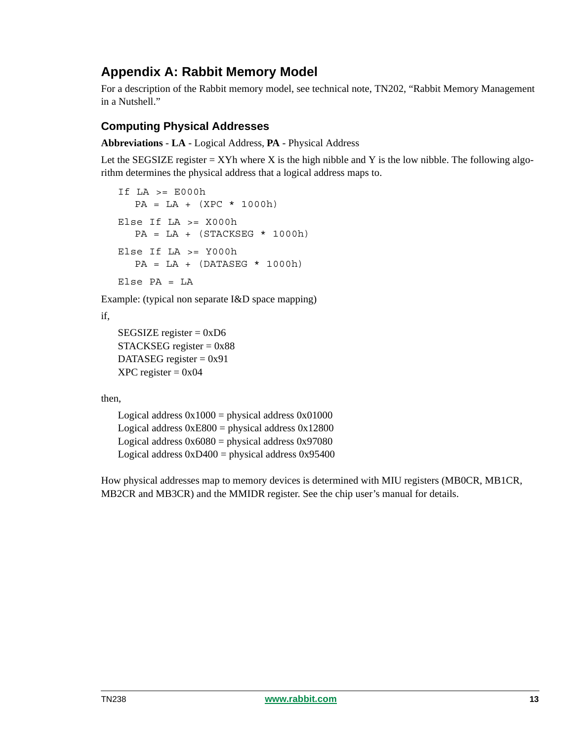# Appendix A: Rabbit Memory Model

For a description of the Rabbit memory model, see technical note, TN202, "Rabbit Memory Management in a Nutshell."

## Computing Physical Addresses

**Abbreviations** - **LA** - Logical Address, **PA** - Physical Address

Let the SEGSIZE register = XYh where X is the high nibble and Y is the low nibble. The following algorithm determines the physical address that a logical address maps to.

```
If LA >= E000h
   PA = LA + (XPC * 1000h)
Else If LA >= X000h
   PA = LA + (STACKSEG * 1000h)
Else If LA >= Y000h
   PA = LA + (DATASEG * 1000h)
Else PA = LA
```

Example: (typical non separate I&D space mapping)

if,

SEGSIZE register = 0xD6
STACKSEG register = 0x88
DATASEG register = 0x91
XPC register = 0x04

then,

Logical address 0x1000 = physical address 0x01000
Logical address 0xE800 = physical address 0x12800
Logical address 0x6080 = physical address 0x97080
Logical address 0xD400 = physical address 0x95400

How physical addresses map to memory devices is determined with MIU registers (MB0CR, MB1CR, MB2CR and MB3CR) and the MMIDR register. See the chip user's manual for details.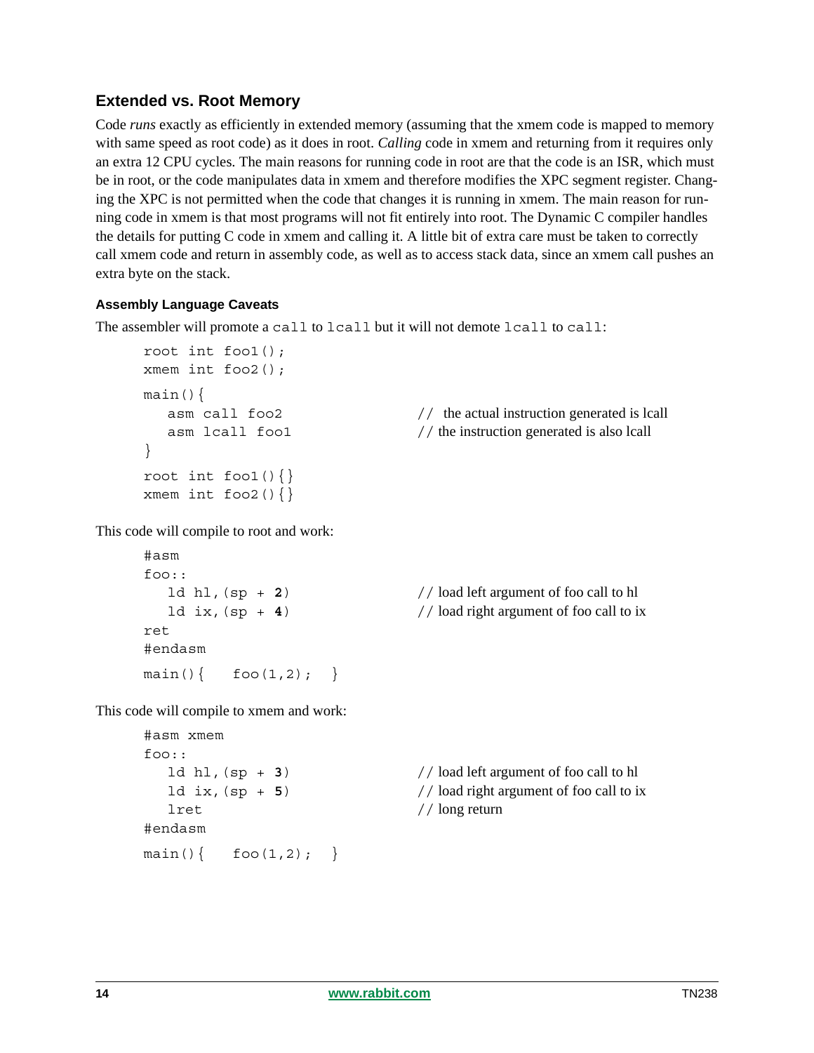## Extended vs. Root Memory

Code *runs* exactly as efficiently in extended memory (assuming that the xmem code is mapped to memory with same speed as root code) as it does in root. *Calling* code in xmem and returning from it requires only an extra 12 CPU cycles. The main reasons for running code in root are that the code is an ISR, which must be in root, or the code manipulates data in xmem and therefore modifies the XPC segment register. Changing the XPC is not permitted when the code that changes it is running in xmem. The main reason for running code in xmem is that most programs will not fit entirely into root. The Dynamic C compiler handles the details for putting C code in xmem and calling it. A little bit of extra care must be taken to correctly call xmem code and return in assembly code, as well as to access stack data, since an xmem call pushes an extra byte on the stack.

### Assembly Language Caveats

The assembler will promote a `call` to `lcall` but it will not demote `lcall` to `call`:

```
root int foo1();
xmem int foo2();

main(){
   asm call foo2                  //  the actual instruction generated is lcall
   asm lcall foo1                 // the instruction generated is also lcall
}

root int foo1(){}
xmem int foo2(){}
```

This code will compile to root and work:

```
#asm
foo::
   ld hl,(sp + 2)                 // load left argument of foo call to hl
   ld ix,(sp + 4)                 // load right argument of foo call to ix
ret
#endasm

main(){   foo(1,2);  }
```

This code will compile to xmem and work:

```
#asm xmem
foo::
   ld hl,(sp + 3)                 // load left argument of foo call to hl
   ld ix,(sp + 5)                 // load right argument of foo call to ix
   lret                           // long return
#endasm

main(){   foo(1,2);  }
```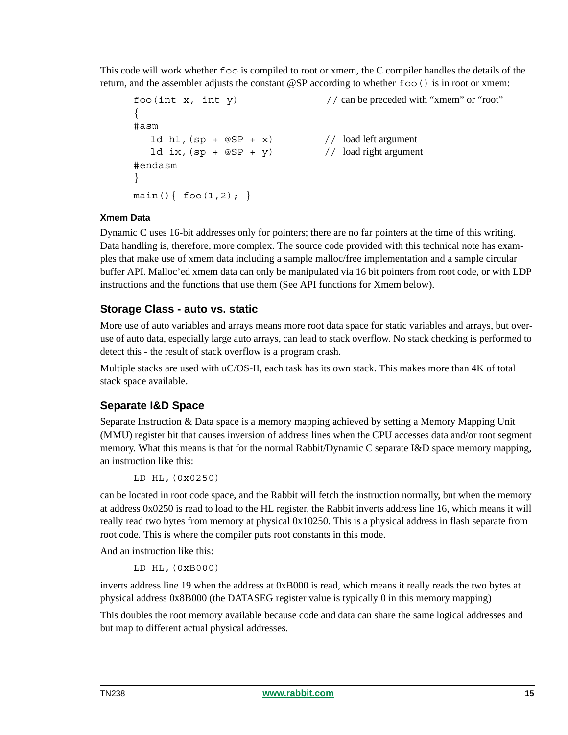This code will work whether foo is compiled to root or xmem, the C compiler handles the details of the return, and the assembler adjusts the constant @SP according to whether foo() is in root or xmem:

```
foo(int x, int y)                    // can be preceded with "xmem" or "root"
{
#asm
   ld hl,(sp + @SP + x)              // load left argument
   ld ix,(sp + @SP + y)              // load right argument
#endasm
}
main(){ foo(1,2); }
```

#### Xmem Data

Dynamic C uses 16-bit addresses only for pointers; there are no far pointers at the time of this writing. Data handling is, therefore, more complex. The source code provided with this technical note has examples that make use of xmem data including a sample malloc/free implementation and a sample circular buffer API. Malloc'ed xmem data can only be manipulated via 16 bit pointers from root code, or with LDP instructions and the functions that use them (See API functions for Xmem below).

### Storage Class - auto vs. static

More use of auto variables and arrays means more root data space for static variables and arrays, but overuse of auto data, especially large auto arrays, can lead to stack overflow. No stack checking is performed to detect this - the result of stack overflow is a program crash.

Multiple stacks are used with uC/OS-II, each task has its own stack. This makes more than 4K of total stack space available.

### Separate I&D Space

Separate Instruction & Data space is a memory mapping achieved by setting a Memory Mapping Unit (MMU) register bit that causes inversion of address lines when the CPU accesses data and/or root segment memory. What this means is that for the normal Rabbit/Dynamic C separate I&D space memory mapping, an instruction like this:

```
LD HL,(0x0250)
```

can be located in root code space, and the Rabbit will fetch the instruction normally, but when the memory at address 0x0250 is read to load to the HL register, the Rabbit inverts address line 16, which means it will really read two bytes from memory at physical 0x10250. This is a physical address in flash separate from root code. This is where the compiler puts root constants in this mode.

And an instruction like this:

```
LD HL,(0xB000)
```

inverts address line 19 when the address at 0xB000 is read, which means it really reads the two bytes at physical address 0x8B000 (the DATASEG register value is typically 0 in this memory mapping)

This doubles the root memory available because code and data can share the same logical addresses and but map to different actual physical addresses.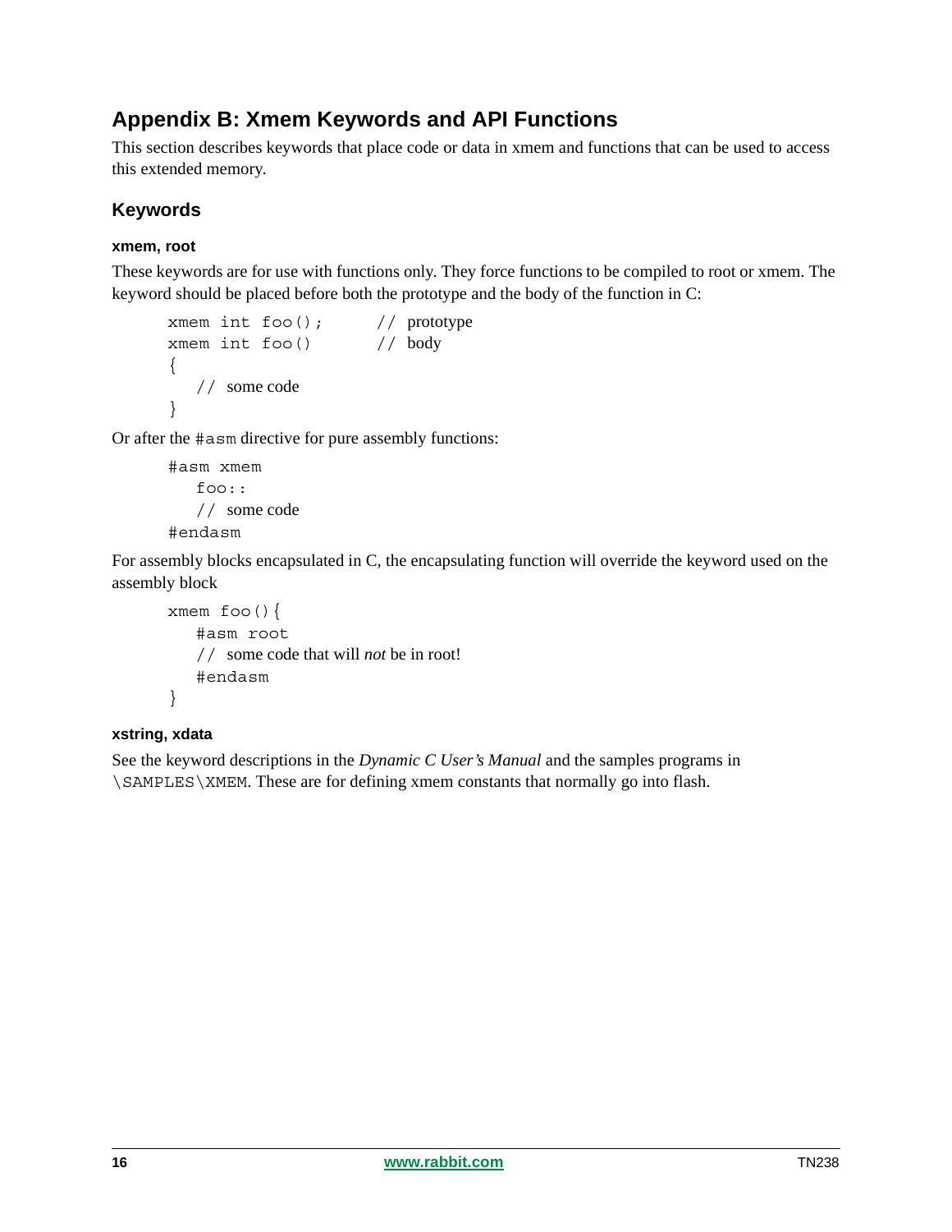# Appendix B: Xmem Keywords and API Functions

This section describes keywords that place code or data in xmem and functions that can be used to access this extended memory.

## Keywords

### xmem, root

These keywords are for use with functions only. They force functions to be compiled to root or xmem. The keyword should be placed before both the prototype and the body of the function in C:

```
xmem int foo();      // prototype
xmem int foo()       // body
{
   // some code
}
```

Or after the `#asm` directive for pure assembly functions:

```
#asm xmem
   foo::
   // some code
#endasm
```

For assembly blocks encapsulated in C, the encapsulating function will override the keyword used on the assembly block

```
xmem foo(){
   #asm root
   // some code that will not be in root!
   #endasm
}
```

### xstring, xdata

See the keyword descriptions in the *Dynamic C User's Manual* and the samples programs in `\SAMPLES\XMEM`. These are for defining xmem constants that normally go into flash.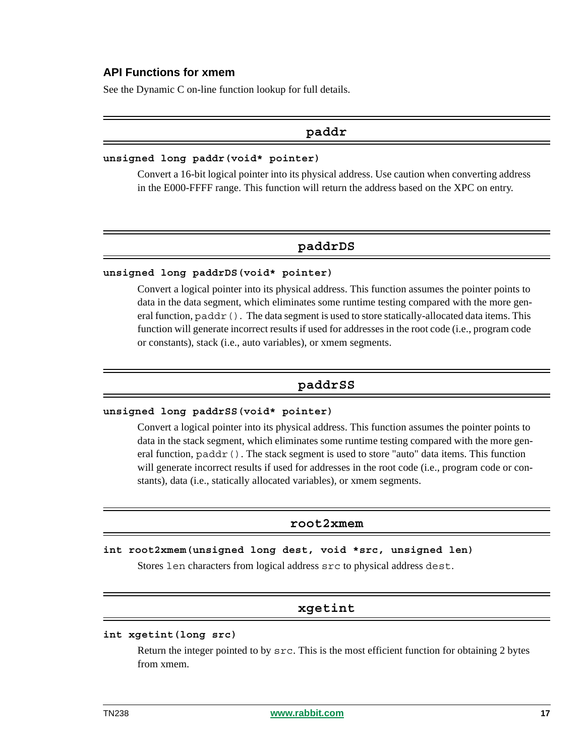### API Functions for xmem

See the Dynamic C on-line function lookup for full details.

#### paddr

```
unsigned long paddr(void* pointer)
```

Convert a 16-bit logical pointer into its physical address. Use caution when converting address in the E000-FFFF range. This function will return the address based on the XPC on entry.

#### paddrDS

```
unsigned long paddrDS(void* pointer)
```

Convert a logical pointer into its physical address. This function assumes the pointer points to data in the data segment, which eliminates some runtime testing compared with the more general function, `paddr()`. The data segment is used to store statically-allocated data items. This function will generate incorrect results if used for addresses in the root code (i.e., program code or constants), stack (i.e., auto variables), or xmem segments.

#### paddrSS

```
unsigned long paddrSS(void* pointer)
```

Convert a logical pointer into its physical address. This function assumes the pointer points to data in the stack segment, which eliminates some runtime testing compared with the more general function, `paddr()`. The stack segment is used to store "auto" data items. This function will generate incorrect results if used for addresses in the root code (i.e., program code or constants), data (i.e., statically allocated variables), or xmem segments.

#### root2xmem

```
int root2xmem(unsigned long dest, void *src, unsigned len)
```

Stores `len` characters from logical address `src` to physical address `dest`.

#### xgetint

```
int xgetint(long src)
```

Return the integer pointed to by `src`. This is the most efficient function for obtaining 2 bytes from xmem.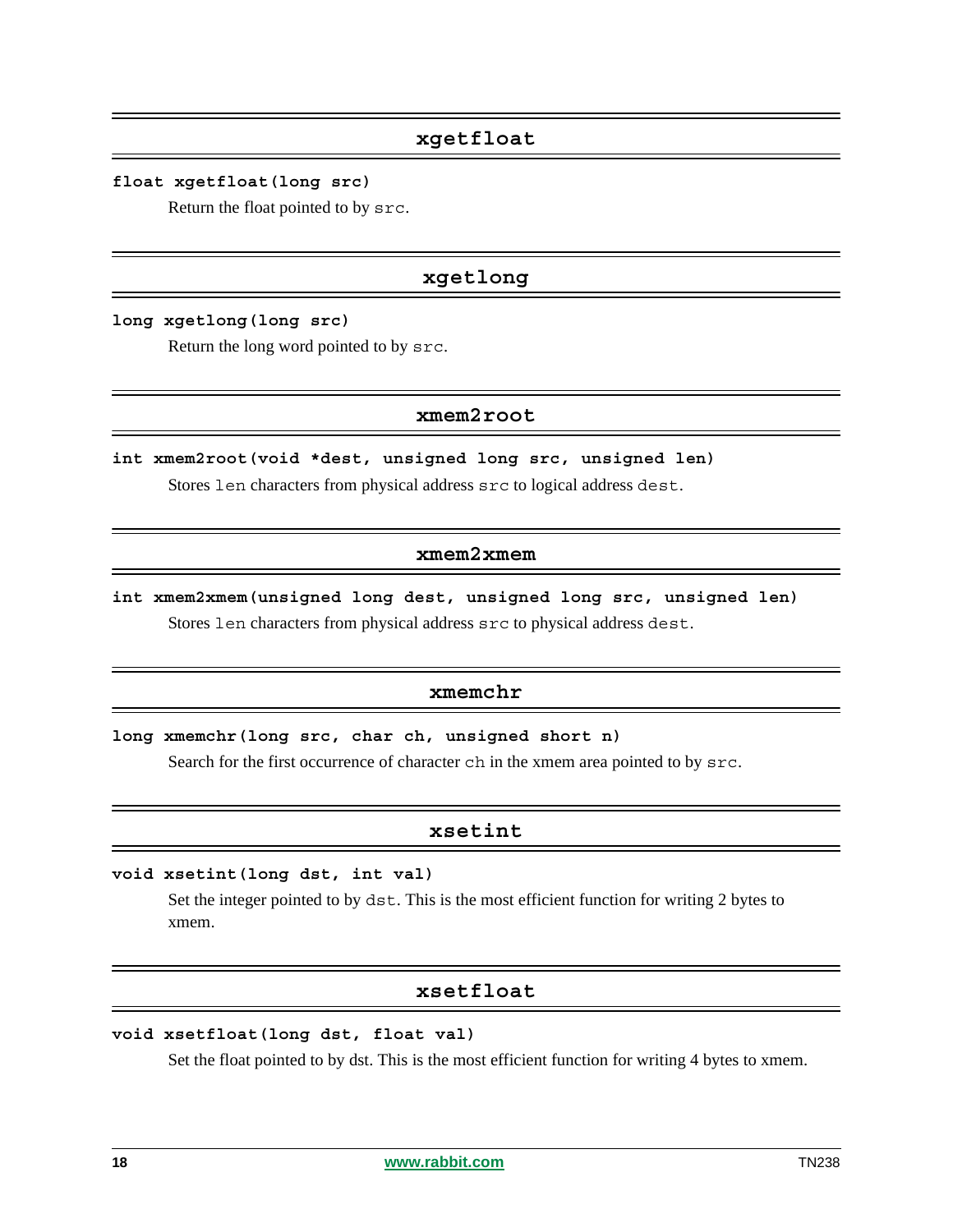## xgetfloat

**`float xgetfloat(long src)`**

Return the float pointed to by `src`.

## xgetlong

**`long xgetlong(long src)`**

Return the long word pointed to by `src`.

## xmem2root

**`int xmem2root(void *dest, unsigned long src, unsigned len)`**

Stores `len` characters from physical address `src` to logical address `dest`.

## xmem2xmem

**`int xmem2xmem(unsigned long dest, unsigned long src, unsigned len)`**

Stores `len` characters from physical address `src` to physical address `dest`.

## xmemchr

**`long xmemchr(long src, char ch, unsigned short n)`**

Search for the first occurrence of character `ch` in the xmem area pointed to by `src`.

## xsetint

**`void xsetint(long dst, int val)`**

Set the integer pointed to by `dst`. This is the most efficient function for writing 2 bytes to xmem.

## xsetfloat

**`void xsetfloat(long dst, float val)`**

Set the float pointed to by dst. This is the most efficient function for writing 4 bytes to xmem.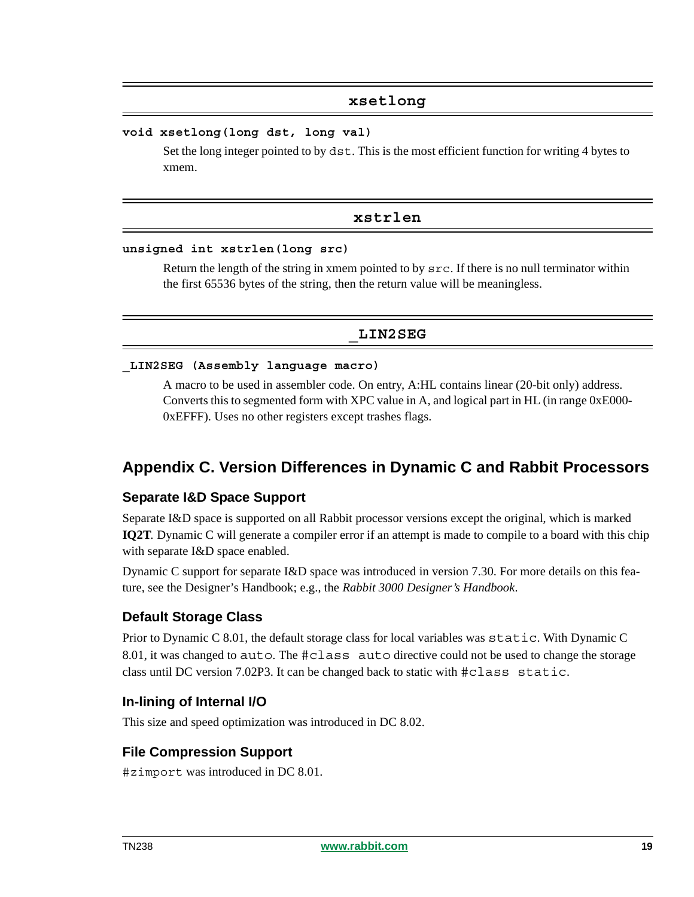### xsetlong

**`void xsetlong(long dst, long val)`**

Set the long integer pointed to by `dst`. This is the most efficient function for writing 4 bytes to xmem.

### xstrlen

**`unsigned int xstrlen(long src)`**

Return the length of the string in xmem pointed to by `src`. If there is no null terminator within the first 65536 bytes of the string, then the return value will be meaningless.

### _LIN2SEG

**`_LIN2SEG (Assembly language macro)`**

A macro to be used in assembler code. On entry, A:HL contains linear (20-bit only) address. Converts this to segmented form with XPC value in A, and logical part in HL (in range 0xE000-0xEFFF). Uses no other registers except trashes flags.

## Appendix C. Version Differences in Dynamic C and Rabbit Processors

### Separate I&D Space Support

Separate I&D space is supported on all Rabbit processor versions except the original, which is marked **IQ2T**. Dynamic C will generate a compiler error if an attempt is made to compile to a board with this chip with separate I&D space enabled.

Dynamic C support for separate I&D space was introduced in version 7.30. For more details on this feature, see the Designer's Handbook; e.g., the *Rabbit 3000 Designer's Handbook*.

### Default Storage Class

Prior to Dynamic C 8.01, the default storage class for local variables was `static`. With Dynamic C 8.01, it was changed to `auto`. The `#class auto` directive could not be used to change the storage class until DC version 7.02P3. It can be changed back to static with `#class static`.

### In-lining of Internal I/O

This size and speed optimization was introduced in DC 8.02.

### File Compression Support

`#zimport` was introduced in DC 8.01.